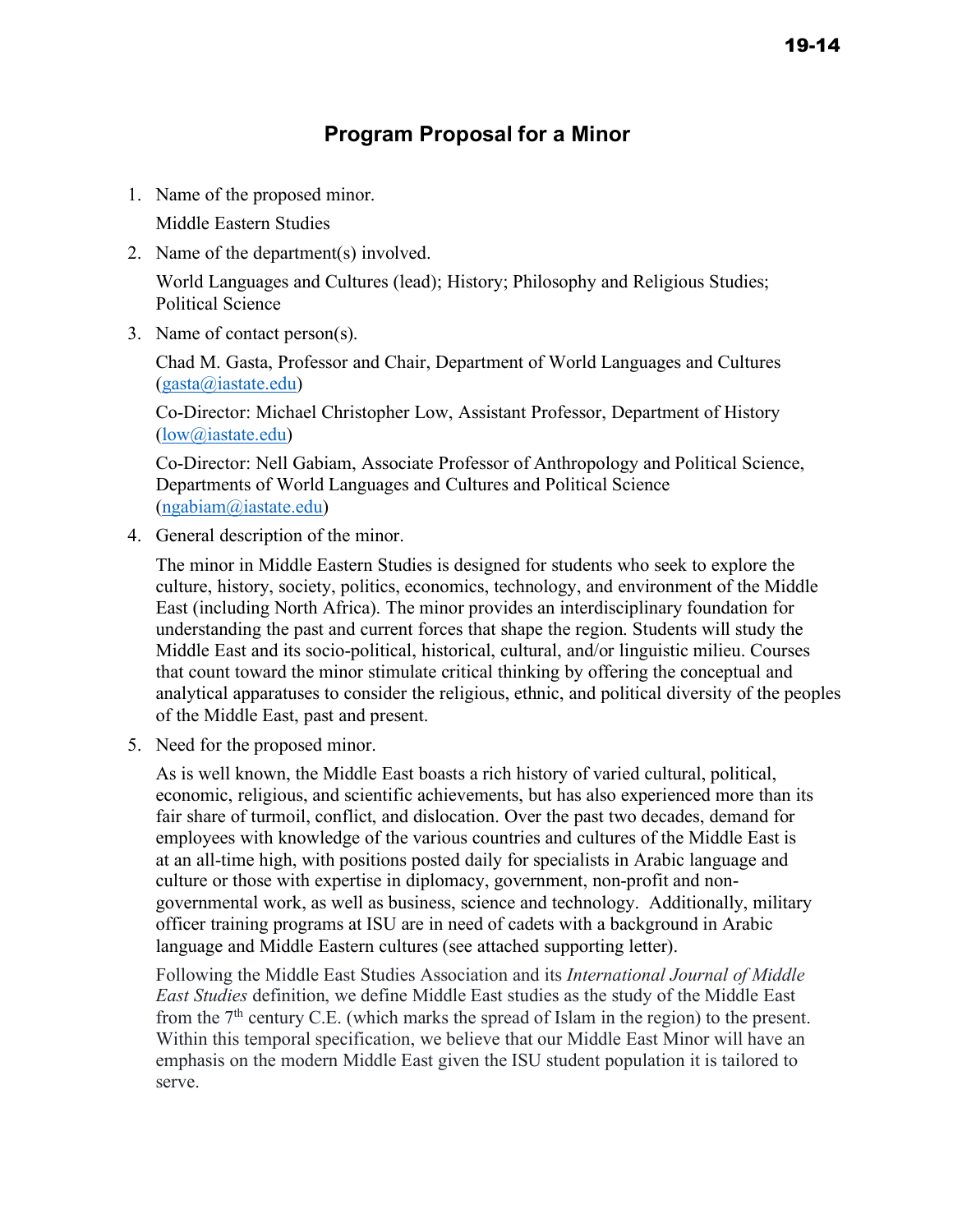# Program Proposal for a Minor

1. Name of the proposed minor.

   Middle Eastern Studies

2. Name of the department(s) involved.

   World Languages and Cultures (lead); History; Philosophy and Religious Studies; Political Science

3. Name of contact person(s).

   Chad M. Gasta, Professor and Chair, Department of World Languages and Cultures (gasta@iastate.edu)

   Co-Director: Michael Christopher Low, Assistant Professor, Department of History (low@iastate.edu)

   Co-Director: Nell Gabiam, Associate Professor of Anthropology and Political Science, Departments of World Languages and Cultures and Political Science (ngabiam@iastate.edu)

4. General description of the minor.

   The minor in Middle Eastern Studies is designed for students who seek to explore the culture, history, society, politics, economics, technology, and environment of the Middle East (including North Africa). The minor provides an interdisciplinary foundation for understanding the past and current forces that shape the region. Students will study the Middle East and its socio-political, historical, cultural, and/or linguistic milieu. Courses that count toward the minor stimulate critical thinking by offering the conceptual and analytical apparatuses to consider the religious, ethnic, and political diversity of the peoples of the Middle East, past and present.

5. Need for the proposed minor.

   As is well known, the Middle East boasts a rich history of varied cultural, political, economic, religious, and scientific achievements, but has also experienced more than its fair share of turmoil, conflict, and dislocation. Over the past two decades, demand for employees with knowledge of the various countries and cultures of the Middle East is at an all-time high, with positions posted daily for specialists in Arabic language and culture or those with expertise in diplomacy, government, non-profit and non-governmental work, as well as business, science and technology. Additionally, military officer training programs at ISU are in need of cadets with a background in Arabic language and Middle Eastern cultures (see attached supporting letter).

   Following the Middle East Studies Association and its *International Journal of Middle East Studies* definition, we define Middle East studies as the study of the Middle East from the 7th century C.E. (which marks the spread of Islam in the region) to the present. Within this temporal specification, we believe that our Middle East Minor will have an emphasis on the modern Middle East given the ISU student population it is tailored to serve.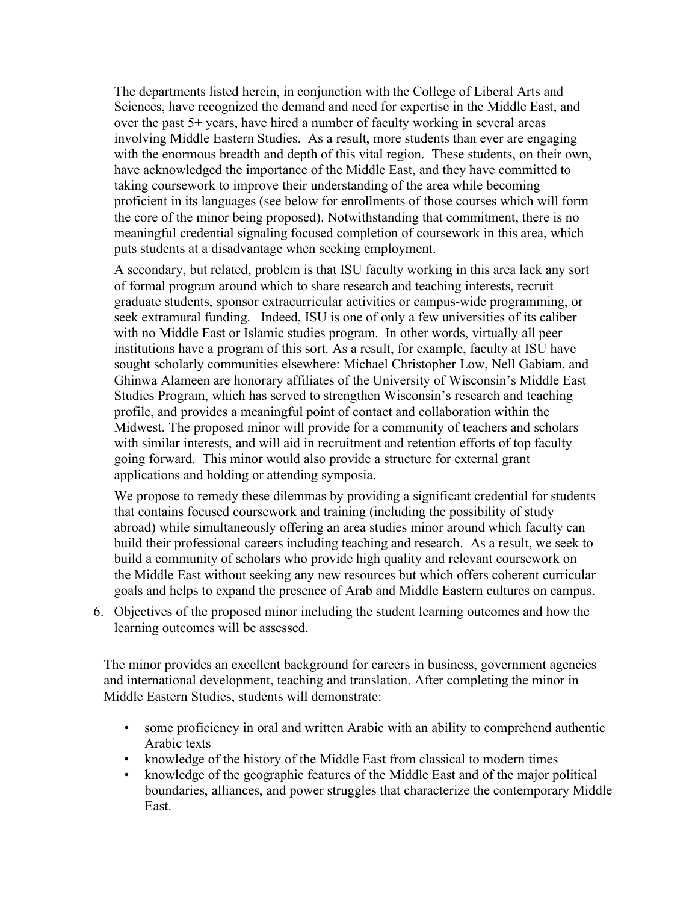The departments listed herein, in conjunction with the College of Liberal Arts and Sciences, have recognized the demand and need for expertise in the Middle East, and over the past 5+ years, have hired a number of faculty working in several areas involving Middle Eastern Studies. As a result, more students than ever are engaging with the enormous breadth and depth of this vital region. These students, on their own, have acknowledged the importance of the Middle East, and they have committed to taking coursework to improve their understanding of the area while becoming proficient in its languages (see below for enrollments of those courses which will form the core of the minor being proposed). Notwithstanding that commitment, there is no meaningful credential signaling focused completion of coursework in this area, which puts students at a disadvantage when seeking employment.

A secondary, but related, problem is that ISU faculty working in this area lack any sort of formal program around which to share research and teaching interests, recruit graduate students, sponsor extracurricular activities or campus-wide programming, or seek extramural funding. Indeed, ISU is one of only a few universities of its caliber with no Middle East or Islamic studies program. In other words, virtually all peer institutions have a program of this sort. As a result, for example, faculty at ISU have sought scholarly communities elsewhere: Michael Christopher Low, Nell Gabiam, and Ghinwa Alameen are honorary affiliates of the University of Wisconsin's Middle East Studies Program, which has served to strengthen Wisconsin's research and teaching profile, and provides a meaningful point of contact and collaboration within the Midwest. The proposed minor will provide for a community of teachers and scholars with similar interests, and will aid in recruitment and retention efforts of top faculty going forward. This minor would also provide a structure for external grant applications and holding or attending symposia.

We propose to remedy these dilemmas by providing a significant credential for students that contains focused coursework and training (including the possibility of study abroad) while simultaneously offering an area studies minor around which faculty can build their professional careers including teaching and research. As a result, we seek to build a community of scholars who provide high quality and relevant coursework on the Middle East without seeking any new resources but which offers coherent curricular goals and helps to expand the presence of Arab and Middle Eastern cultures on campus.

6. Objectives of the proposed minor including the student learning outcomes and how the learning outcomes will be assessed.

The minor provides an excellent background for careers in business, government agencies and international development, teaching and translation. After completing the minor in Middle Eastern Studies, students will demonstrate:

- some proficiency in oral and written Arabic with an ability to comprehend authentic Arabic texts
- knowledge of the history of the Middle East from classical to modern times
- knowledge of the geographic features of the Middle East and of the major political boundaries, alliances, and power struggles that characterize the contemporary Middle East.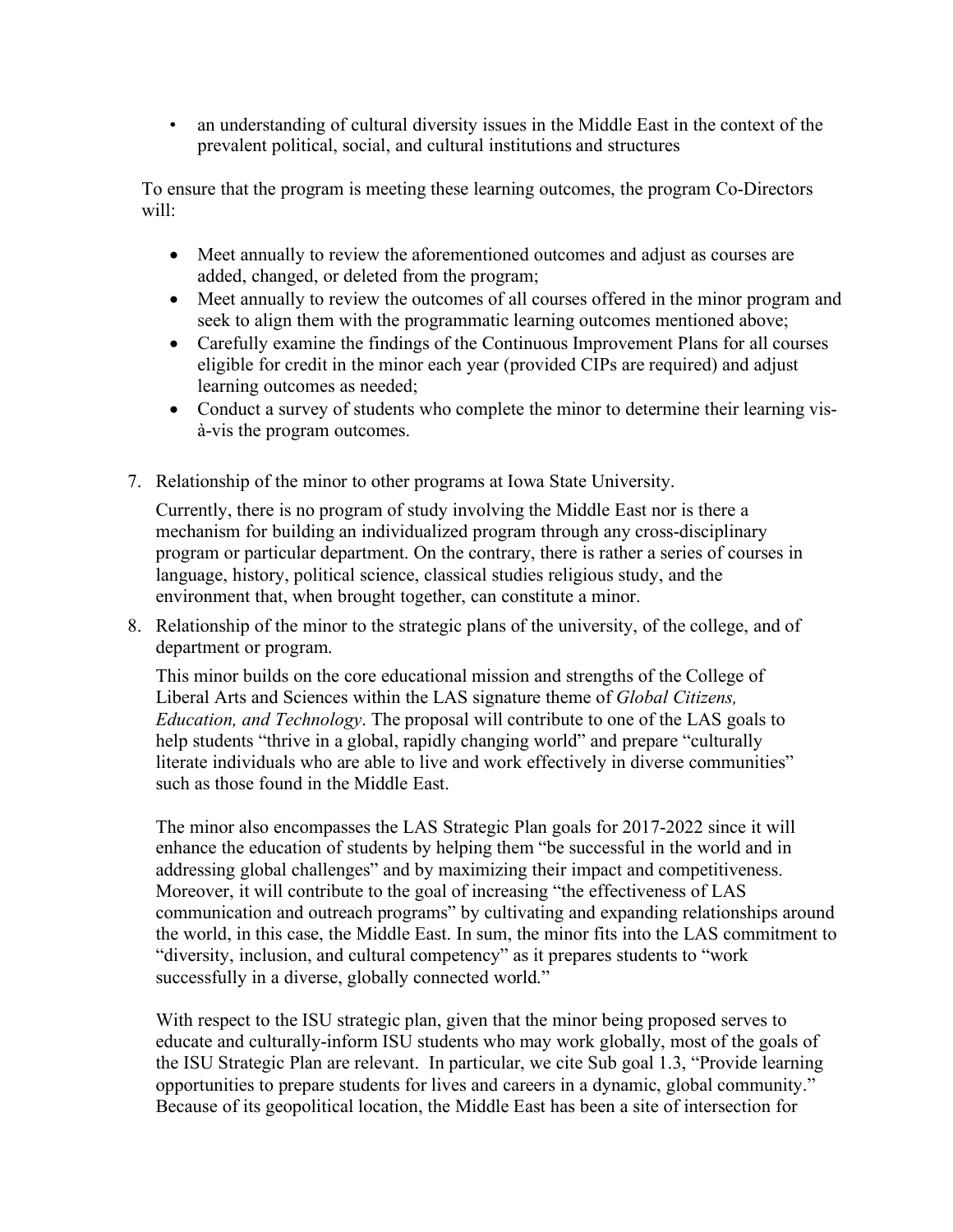- an understanding of cultural diversity issues in the Middle East in the context of the prevalent political, social, and cultural institutions and structures

To ensure that the program is meeting these learning outcomes, the program Co-Directors will:

- Meet annually to review the aforementioned outcomes and adjust as courses are added, changed, or deleted from the program;
- Meet annually to review the outcomes of all courses offered in the minor program and seek to align them with the programmatic learning outcomes mentioned above;
- Carefully examine the findings of the Continuous Improvement Plans for all courses eligible for credit in the minor each year (provided CIPs are required) and adjust learning outcomes as needed;
- Conduct a survey of students who complete the minor to determine their learning vis-à-vis the program outcomes.

7. Relationship of the minor to other programs at Iowa State University.

   Currently, there is no program of study involving the Middle East nor is there a mechanism for building an individualized program through any cross-disciplinary program or particular department. On the contrary, there is rather a series of courses in language, history, political science, classical studies religious study, and the environment that, when brought together, can constitute a minor.

8. Relationship of the minor to the strategic plans of the university, of the college, and of department or program.

   This minor builds on the core educational mission and strengths of the College of Liberal Arts and Sciences within the LAS signature theme of *Global Citizens, Education, and Technology*. The proposal will contribute to one of the LAS goals to help students "thrive in a global, rapidly changing world" and prepare "culturally literate individuals who are able to live and work effectively in diverse communities" such as those found in the Middle East.

   The minor also encompasses the LAS Strategic Plan goals for 2017-2022 since it will enhance the education of students by helping them "be successful in the world and in addressing global challenges" and by maximizing their impact and competitiveness. Moreover, it will contribute to the goal of increasing "the effectiveness of LAS communication and outreach programs" by cultivating and expanding relationships around the world, in this case, the Middle East. In sum, the minor fits into the LAS commitment to "diversity, inclusion, and cultural competency" as it prepares students to "work successfully in a diverse, globally connected world."

   With respect to the ISU strategic plan, given that the minor being proposed serves to educate and culturally-inform ISU students who may work globally, most of the goals of the ISU Strategic Plan are relevant. In particular, we cite Sub goal 1.3, "Provide learning opportunities to prepare students for lives and careers in a dynamic, global community." Because of its geopolitical location, the Middle East has been a site of intersection for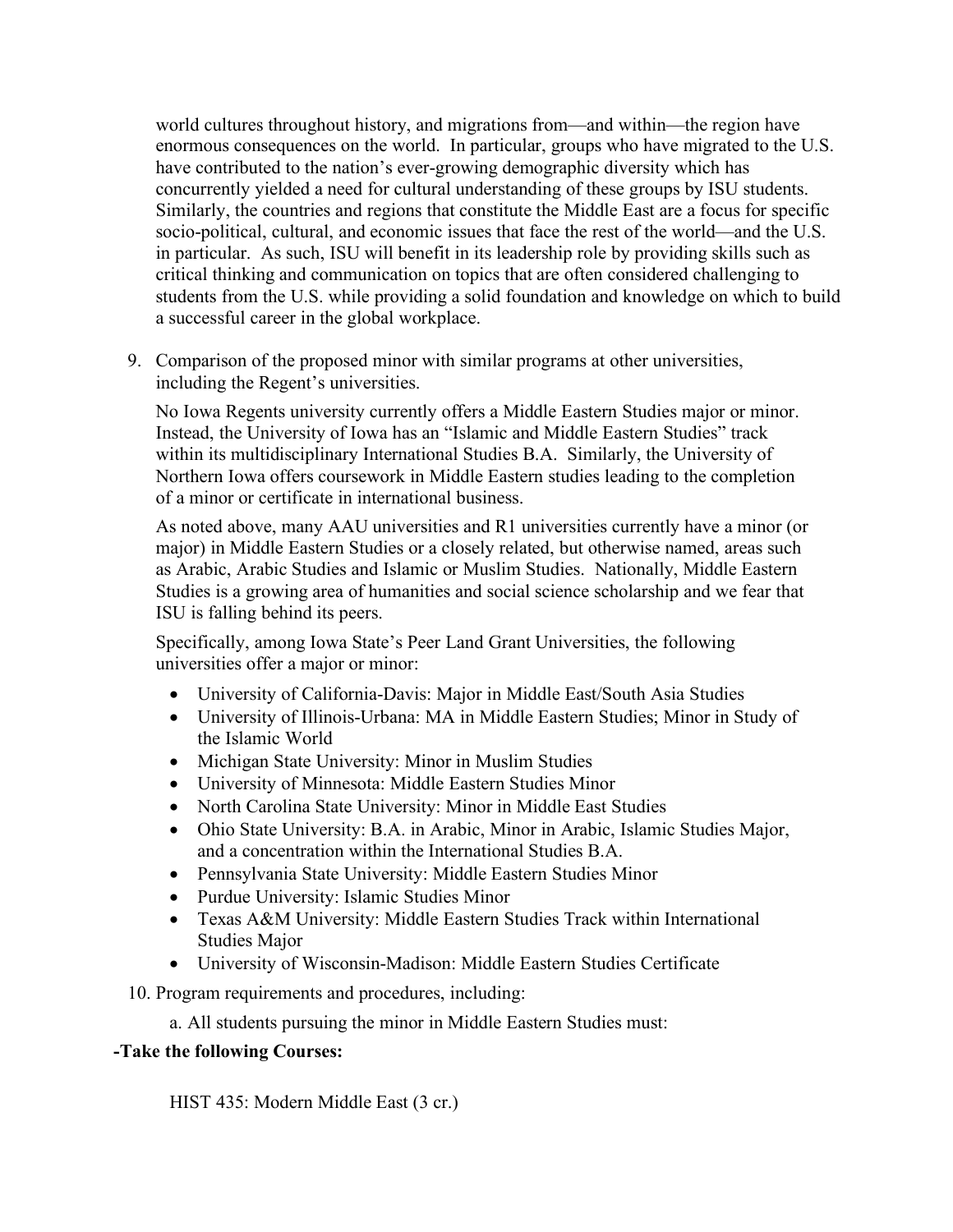world cultures throughout history, and migrations from—and within—the region have enormous consequences on the world. In particular, groups who have migrated to the U.S. have contributed to the nation's ever-growing demographic diversity which has concurrently yielded a need for cultural understanding of these groups by ISU students. Similarly, the countries and regions that constitute the Middle East are a focus for specific socio-political, cultural, and economic issues that face the rest of the world—and the U.S. in particular. As such, ISU will benefit in its leadership role by providing skills such as critical thinking and communication on topics that are often considered challenging to students from the U.S. while providing a solid foundation and knowledge on which to build a successful career in the global workplace.

9. Comparison of the proposed minor with similar programs at other universities, including the Regent's universities.

   No Iowa Regents university currently offers a Middle Eastern Studies major or minor. Instead, the University of Iowa has an "Islamic and Middle Eastern Studies" track within its multidisciplinary International Studies B.A. Similarly, the University of Northern Iowa offers coursework in Middle Eastern studies leading to the completion of a minor or certificate in international business.

   As noted above, many AAU universities and R1 universities currently have a minor (or major) in Middle Eastern Studies or a closely related, but otherwise named, areas such as Arabic, Arabic Studies and Islamic or Muslim Studies. Nationally, Middle Eastern Studies is a growing area of humanities and social science scholarship and we fear that ISU is falling behind its peers.

   Specifically, among Iowa State's Peer Land Grant Universities, the following universities offer a major or minor:

   - University of California-Davis: Major in Middle East/South Asia Studies
   - University of Illinois-Urbana: MA in Middle Eastern Studies; Minor in Study of the Islamic World
   - Michigan State University: Minor in Muslim Studies
   - University of Minnesota: Middle Eastern Studies Minor
   - North Carolina State University: Minor in Middle East Studies
   - Ohio State University: B.A. in Arabic, Minor in Arabic, Islamic Studies Major, and a concentration within the International Studies B.A.
   - Pennsylvania State University: Middle Eastern Studies Minor
   - Purdue University: Islamic Studies Minor
   - Texas A&M University: Middle Eastern Studies Track within International Studies Major
   - University of Wisconsin-Madison: Middle Eastern Studies Certificate

10. Program requirements and procedures, including:

    a. All students pursuing the minor in Middle Eastern Studies must:

**-Take the following Courses:**

HIST 435: Modern Middle East (3 cr.)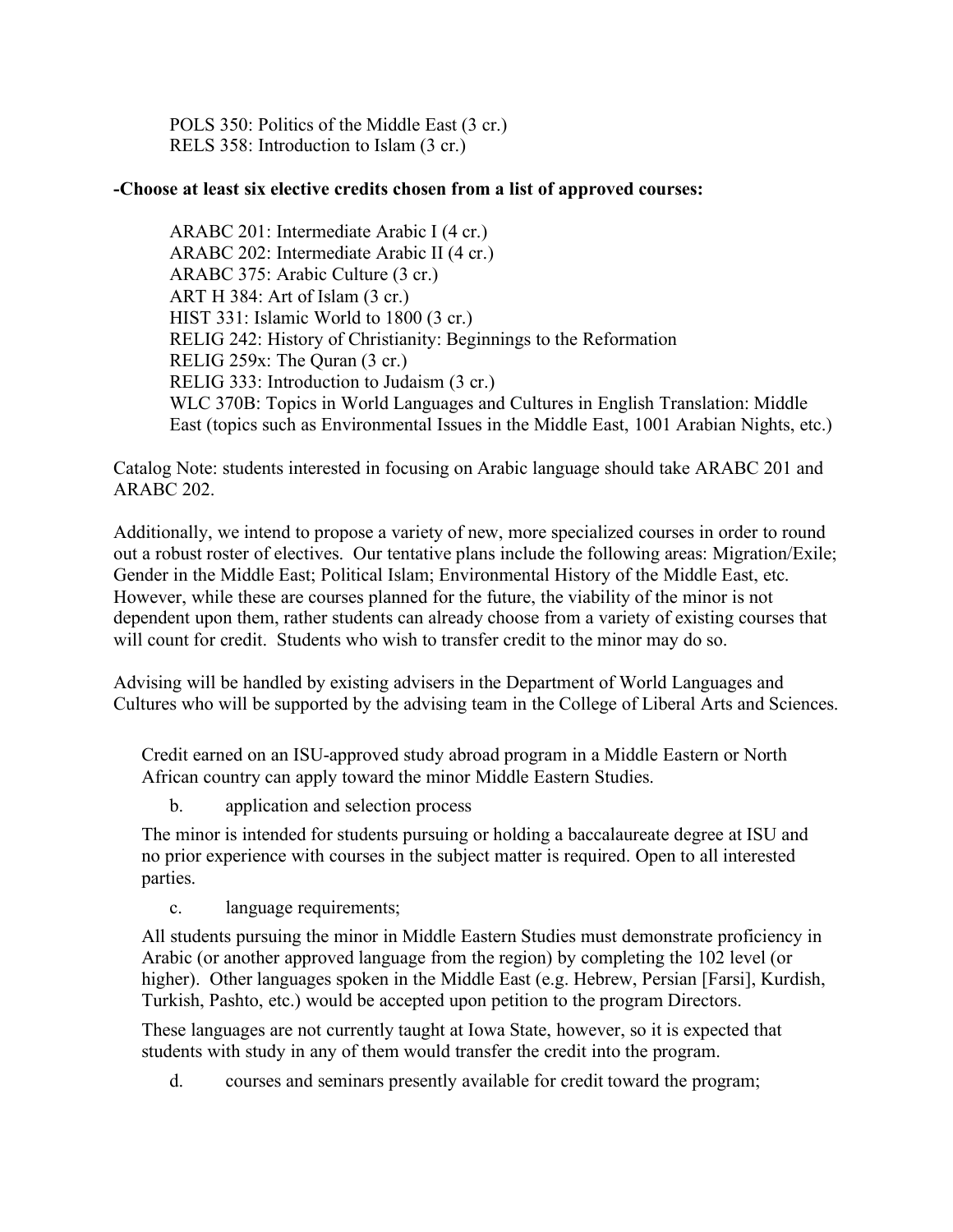POLS 350: Politics of the Middle East (3 cr.)
RELS 358: Introduction to Islam (3 cr.)

**-Choose at least six elective credits chosen from a list of approved courses:**

ARABC 201: Intermediate Arabic I (4 cr.)
ARABC 202: Intermediate Arabic II (4 cr.)
ARABC 375: Arabic Culture (3 cr.)
ART H 384: Art of Islam (3 cr.)
HIST 331: Islamic World to 1800 (3 cr.)
RELIG 242: History of Christianity: Beginnings to the Reformation
RELIG 259x: The Quran (3 cr.)
RELIG 333: Introduction to Judaism (3 cr.)
WLC 370B: Topics in World Languages and Cultures in English Translation: Middle East (topics such as Environmental Issues in the Middle East, 1001 Arabian Nights, etc.)

Catalog Note: students interested in focusing on Arabic language should take ARABC 201 and ARABC 202.

Additionally, we intend to propose a variety of new, more specialized courses in order to round out a robust roster of electives. Our tentative plans include the following areas: Migration/Exile; Gender in the Middle East; Political Islam; Environmental History of the Middle East, etc. However, while these are courses planned for the future, the viability of the minor is not dependent upon them, rather students can already choose from a variety of existing courses that will count for credit. Students who wish to transfer credit to the minor may do so.

Advising will be handled by existing advisers in the Department of World Languages and Cultures who will be supported by the advising team in the College of Liberal Arts and Sciences.

Credit earned on an ISU-approved study abroad program in a Middle Eastern or North African country can apply toward the minor Middle Eastern Studies.

b. application and selection process

The minor is intended for students pursuing or holding a baccalaureate degree at ISU and no prior experience with courses in the subject matter is required. Open to all interested parties.

c. language requirements;

All students pursuing the minor in Middle Eastern Studies must demonstrate proficiency in Arabic (or another approved language from the region) by completing the 102 level (or higher). Other languages spoken in the Middle East (e.g. Hebrew, Persian [Farsi], Kurdish, Turkish, Pashto, etc.) would be accepted upon petition to the program Directors.

These languages are not currently taught at Iowa State, however, so it is expected that students with study in any of them would transfer the credit into the program.

d. courses and seminars presently available for credit toward the program;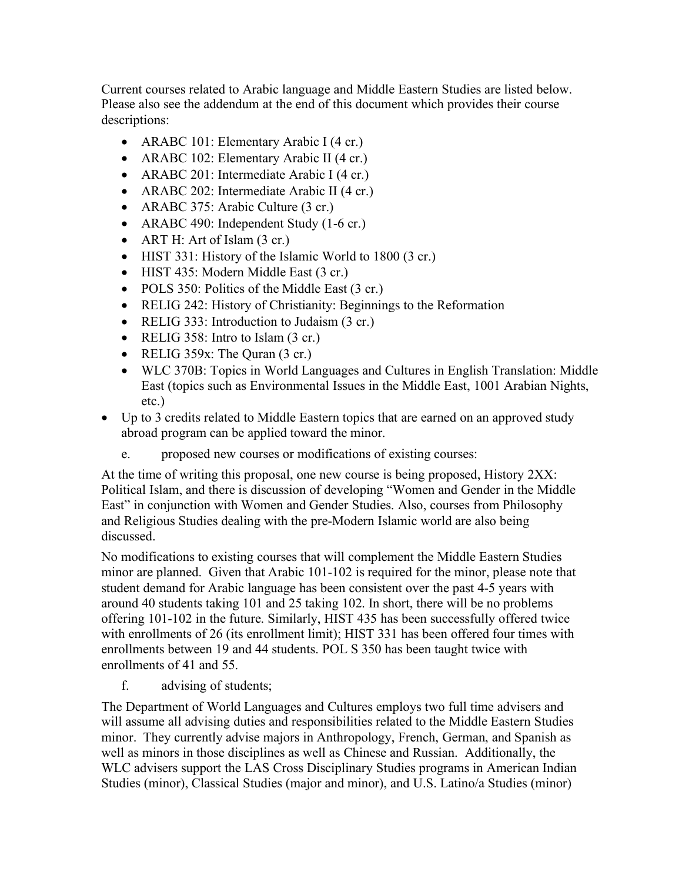Current courses related to Arabic language and Middle Eastern Studies are listed below. Please also see the addendum at the end of this document which provides their course descriptions:

- ARABC 101: Elementary Arabic I (4 cr.)
- ARABC 102: Elementary Arabic II (4 cr.)
- ARABC 201: Intermediate Arabic I (4 cr.)
- ARABC 202: Intermediate Arabic II (4 cr.)
- ARABC 375: Arabic Culture (3 cr.)
- ARABC 490: Independent Study (1-6 cr.)
- ART H: Art of Islam (3 cr.)
- HIST 331: History of the Islamic World to 1800 (3 cr.)
- HIST 435: Modern Middle East (3 cr.)
- POLS 350: Politics of the Middle East (3 cr.)
- RELIG 242: History of Christianity: Beginnings to the Reformation
- RELIG 333: Introduction to Judaism (3 cr.)
- RELIG 358: Intro to Islam (3 cr.)
- RELIG 359x: The Quran (3 cr.)
- WLC 370B: Topics in World Languages and Cultures in English Translation: Middle East (topics such as Environmental Issues in the Middle East, 1001 Arabian Nights, etc.)

- Up to 3 credits related to Middle Eastern topics that are earned on an approved study abroad program can be applied toward the minor.

e. proposed new courses or modifications of existing courses:

At the time of writing this proposal, one new course is being proposed, History 2XX: Political Islam, and there is discussion of developing "Women and Gender in the Middle East" in conjunction with Women and Gender Studies. Also, courses from Philosophy and Religious Studies dealing with the pre-Modern Islamic world are also being discussed.

No modifications to existing courses that will complement the Middle Eastern Studies minor are planned. Given that Arabic 101-102 is required for the minor, please note that student demand for Arabic language has been consistent over the past 4-5 years with around 40 students taking 101 and 25 taking 102. In short, there will be no problems offering 101-102 in the future. Similarly, HIST 435 has been successfully offered twice with enrollments of 26 (its enrollment limit); HIST 331 has been offered four times with enrollments between 19 and 44 students. POL S 350 has been taught twice with enrollments of 41 and 55.

f. advising of students;

The Department of World Languages and Cultures employs two full time advisers and will assume all advising duties and responsibilities related to the Middle Eastern Studies minor. They currently advise majors in Anthropology, French, German, and Spanish as well as minors in those disciplines as well as Chinese and Russian. Additionally, the WLC advisers support the LAS Cross Disciplinary Studies programs in American Indian Studies (minor), Classical Studies (major and minor), and U.S. Latino/a Studies (minor)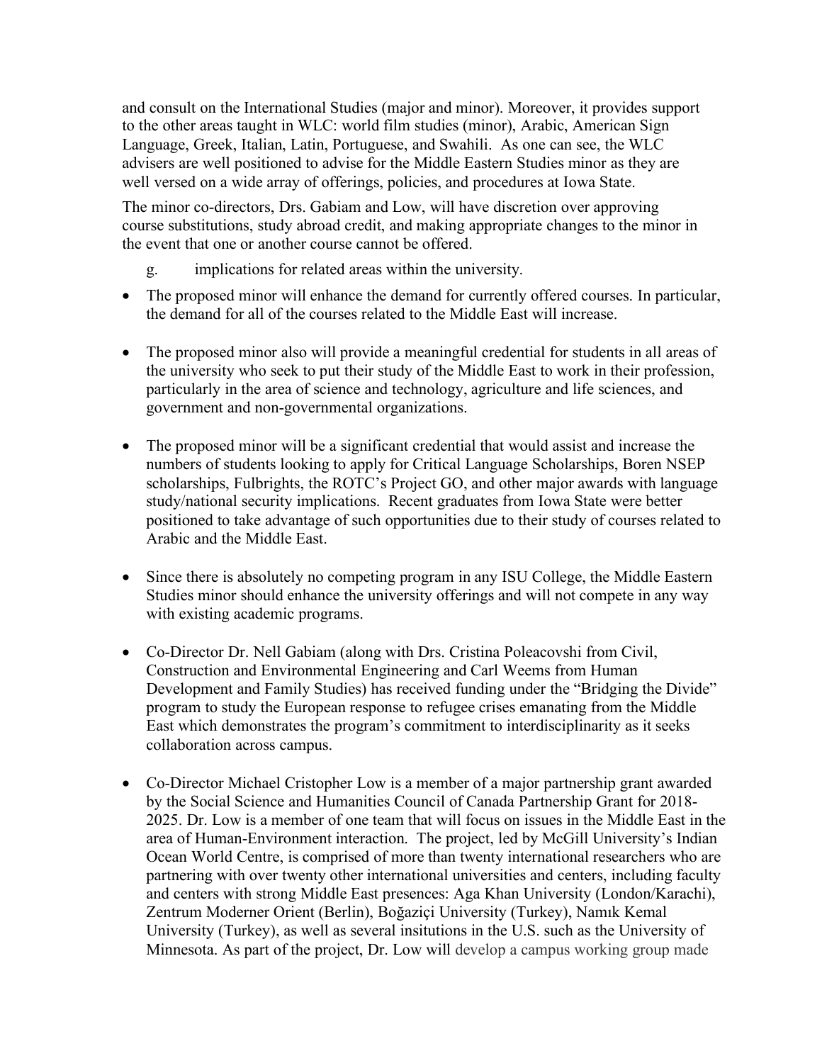and consult on the International Studies (major and minor). Moreover, it provides support to the other areas taught in WLC: world film studies (minor), Arabic, American Sign Language, Greek, Italian, Latin, Portuguese, and Swahili. As one can see, the WLC advisers are well positioned to advise for the Middle Eastern Studies minor as they are well versed on a wide array of offerings, policies, and procedures at Iowa State.

The minor co-directors, Drs. Gabiam and Low, will have discretion over approving course substitutions, study abroad credit, and making appropriate changes to the minor in the event that one or another course cannot be offered.

g. implications for related areas within the university.

- The proposed minor will enhance the demand for currently offered courses. In particular, the demand for all of the courses related to the Middle East will increase.

- The proposed minor also will provide a meaningful credential for students in all areas of the university who seek to put their study of the Middle East to work in their profession, particularly in the area of science and technology, agriculture and life sciences, and government and non-governmental organizations.

- The proposed minor will be a significant credential that would assist and increase the numbers of students looking to apply for Critical Language Scholarships, Boren NSEP scholarships, Fulbrights, the ROTC's Project GO, and other major awards with language study/national security implications. Recent graduates from Iowa State were better positioned to take advantage of such opportunities due to their study of courses related to Arabic and the Middle East.

- Since there is absolutely no competing program in any ISU College, the Middle Eastern Studies minor should enhance the university offerings and will not compete in any way with existing academic programs.

- Co-Director Dr. Nell Gabiam (along with Drs. Cristina Poleacovshi from Civil, Construction and Environmental Engineering and Carl Weems from Human Development and Family Studies) has received funding under the "Bridging the Divide" program to study the European response to refugee crises emanating from the Middle East which demonstrates the program's commitment to interdisciplinarity as it seeks collaboration across campus.

- Co-Director Michael Cristopher Low is a member of a major partnership grant awarded by the Social Science and Humanities Council of Canada Partnership Grant for 2018-2025. Dr. Low is a member of one team that will focus on issues in the Middle East in the area of Human-Environment interaction. The project, led by McGill University's Indian Ocean World Centre, is comprised of more than twenty international researchers who are partnering with over twenty other international universities and centers, including faculty and centers with strong Middle East presences: Aga Khan University (London/Karachi), Zentrum Moderner Orient (Berlin), Boğaziçi University (Turkey), Namık Kemal University (Turkey), as well as several insitutions in the U.S. such as the University of Minnesota. As part of the project, Dr. Low will develop a campus working group made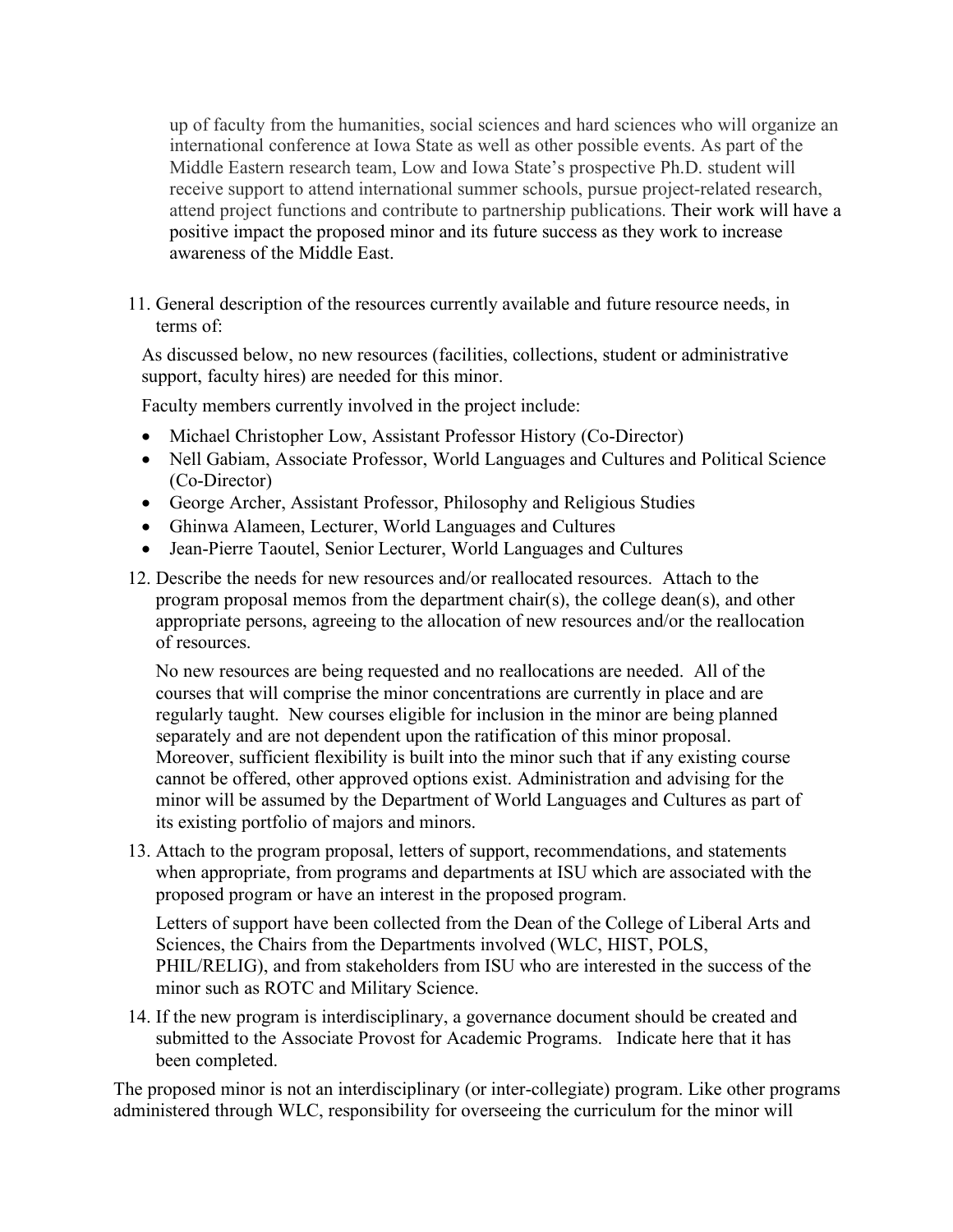up of faculty from the humanities, social sciences and hard sciences who will organize an international conference at Iowa State as well as other possible events. As part of the Middle Eastern research team, Low and Iowa State's prospective Ph.D. student will receive support to attend international summer schools, pursue project-related research, attend project functions and contribute to partnership publications. Their work will have a positive impact the proposed minor and its future success as they work to increase awareness of the Middle East.

11. General description of the resources currently available and future resource needs, in terms of:

   As discussed below, no new resources (facilities, collections, student or administrative support, faculty hires) are needed for this minor.

   Faculty members currently involved in the project include:

   - Michael Christopher Low, Assistant Professor History (Co-Director)
   - Nell Gabiam, Associate Professor, World Languages and Cultures and Political Science (Co-Director)
   - George Archer, Assistant Professor, Philosophy and Religious Studies
   - Ghinwa Alameen, Lecturer, World Languages and Cultures
   - Jean-Pierre Taoutel, Senior Lecturer, World Languages and Cultures

12. Describe the needs for new resources and/or reallocated resources. Attach to the program proposal memos from the department chair(s), the college dean(s), and other appropriate persons, agreeing to the allocation of new resources and/or the reallocation of resources.

   No new resources are being requested and no reallocations are needed. All of the courses that will comprise the minor concentrations are currently in place and are regularly taught. New courses eligible for inclusion in the minor are being planned separately and are not dependent upon the ratification of this minor proposal. Moreover, sufficient flexibility is built into the minor such that if any existing course cannot be offered, other approved options exist. Administration and advising for the minor will be assumed by the Department of World Languages and Cultures as part of its existing portfolio of majors and minors.

13. Attach to the program proposal, letters of support, recommendations, and statements when appropriate, from programs and departments at ISU which are associated with the proposed program or have an interest in the proposed program.

   Letters of support have been collected from the Dean of the College of Liberal Arts and Sciences, the Chairs from the Departments involved (WLC, HIST, POLS, PHIL/RELIG), and from stakeholders from ISU who are interested in the success of the minor such as ROTC and Military Science.

14. If the new program is interdisciplinary, a governance document should be created and submitted to the Associate Provost for Academic Programs. Indicate here that it has been completed.

The proposed minor is not an interdisciplinary (or inter-collegiate) program. Like other programs administered through WLC, responsibility for overseeing the curriculum for the minor will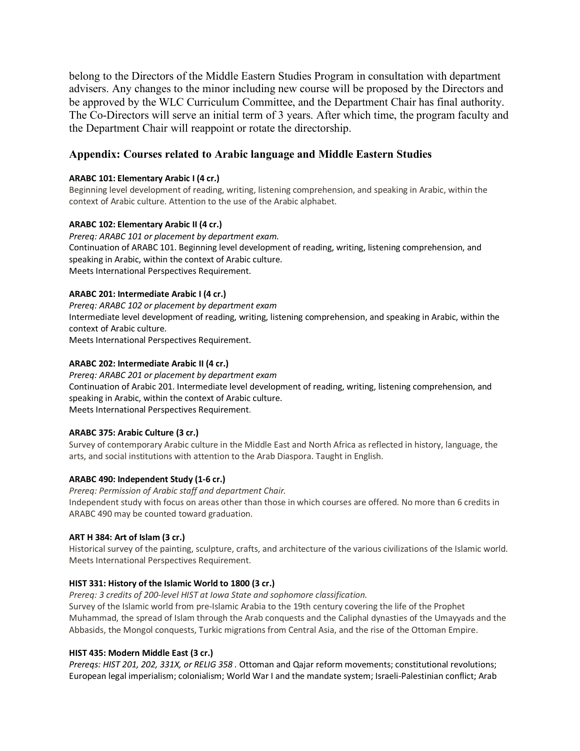belong to the Directors of the Middle Eastern Studies Program in consultation with department advisers. Any changes to the minor including new course will be proposed by the Directors and be approved by the WLC Curriculum Committee, and the Department Chair has final authority. The Co-Directors will serve an initial term of 3 years. After which time, the program faculty and the Department Chair will reappoint or rotate the directorship.

## Appendix: Courses related to Arabic language and Middle Eastern Studies

**ARABC 101: Elementary Arabic I (4 cr.)**
Beginning level development of reading, writing, listening comprehension, and speaking in Arabic, within the context of Arabic culture. Attention to the use of the Arabic alphabet.

**ARABC 102: Elementary Arabic II (4 cr.)**
*Prereq: ARABC 101 or placement by department exam.*
Continuation of ARABC 101. Beginning level development of reading, writing, listening comprehension, and speaking in Arabic, within the context of Arabic culture.
Meets International Perspectives Requirement.

**ARABC 201: Intermediate Arabic I (4 cr.)**
*Prereq: ARABC 102 or placement by department exam*
Intermediate level development of reading, writing, listening comprehension, and speaking in Arabic, within the context of Arabic culture.
Meets International Perspectives Requirement.

**ARABC 202: Intermediate Arabic II (4 cr.)**
*Prereq: ARABC 201 or placement by department exam*
Continuation of Arabic 201. Intermediate level development of reading, writing, listening comprehension, and speaking in Arabic, within the context of Arabic culture.
Meets International Perspectives Requirement.

**ARABC 375: Arabic Culture (3 cr.)**
Survey of contemporary Arabic culture in the Middle East and North Africa as reflected in history, language, the arts, and social institutions with attention to the Arab Diaspora. Taught in English.

**ARABC 490: Independent Study (1-6 cr.)**
*Prereq: Permission of Arabic staff and department Chair.*
Independent study with focus on areas other than those in which courses are offered. No more than 6 credits in ARABC 490 may be counted toward graduation.

**ART H 384: Art of Islam (3 cr.)**
Historical survey of the painting, sculpture, crafts, and architecture of the various civilizations of the Islamic world. Meets International Perspectives Requirement.

**HIST 331: History of the Islamic World to 1800 (3 cr.)**
*Prereq: 3 credits of 200-level HIST at Iowa State and sophomore classification.*
Survey of the Islamic world from pre-Islamic Arabia to the 19th century covering the life of the Prophet Muhammad, the spread of Islam through the Arab conquests and the Caliphal dynasties of the Umayyads and the Abbasids, the Mongol conquests, Turkic migrations from Central Asia, and the rise of the Ottoman Empire.

**HIST 435: Modern Middle East (3 cr.)**
*Prereqs: HIST 201, 202, 331X, or RELIG 358* . Ottoman and Qajar reform movements; constitutional revolutions; European legal imperialism; colonialism; World War I and the mandate system; Israeli-Palestinian conflict; Arab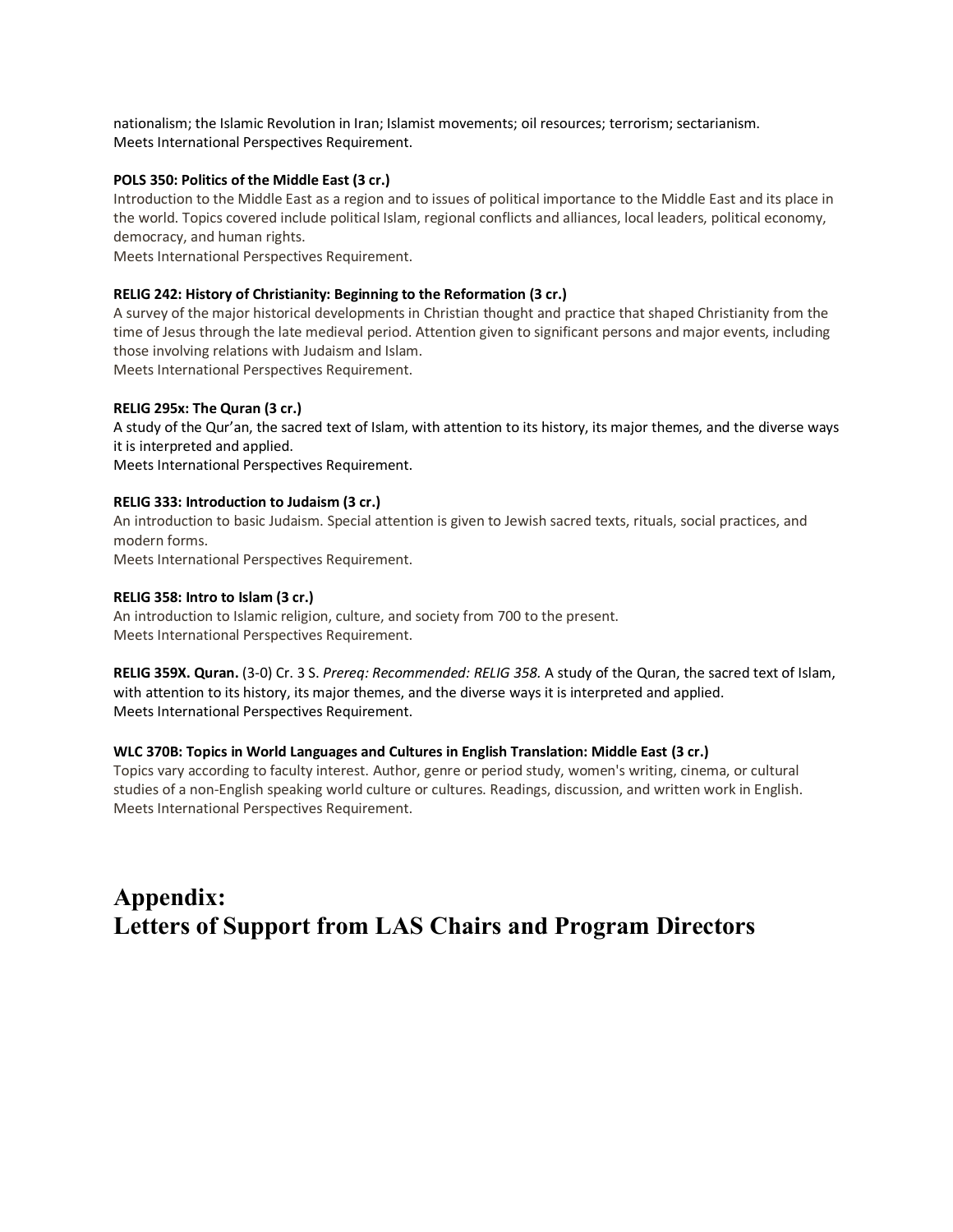nationalism; the Islamic Revolution in Iran; Islamist movements; oil resources; terrorism; sectarianism.
Meets International Perspectives Requirement.

**POLS 350: Politics of the Middle East (3 cr.)**
Introduction to the Middle East as a region and to issues of political importance to the Middle East and its place in the world. Topics covered include political Islam, regional conflicts and alliances, local leaders, political economy, democracy, and human rights.
Meets International Perspectives Requirement.

**RELIG 242: History of Christianity: Beginning to the Reformation (3 cr.)**
A survey of the major historical developments in Christian thought and practice that shaped Christianity from the time of Jesus through the late medieval period. Attention given to significant persons and major events, including those involving relations with Judaism and Islam.
Meets International Perspectives Requirement.

**RELIG 295x: The Quran (3 cr.)**
A study of the Qur'an, the sacred text of Islam, with attention to its history, its major themes, and the diverse ways it is interpreted and applied.
Meets International Perspectives Requirement.

**RELIG 333: Introduction to Judaism (3 cr.)**
An introduction to basic Judaism. Special attention is given to Jewish sacred texts, rituals, social practices, and modern forms.
Meets International Perspectives Requirement.

**RELIG 358: Intro to Islam (3 cr.)**
An introduction to Islamic religion, culture, and society from 700 to the present.
Meets International Perspectives Requirement.

**RELIG 359X. Quran.** (3-0) Cr. 3 S. *Prereq: Recommended: RELIG 358.* A study of the Quran, the sacred text of Islam, with attention to its history, its major themes, and the diverse ways it is interpreted and applied.
Meets International Perspectives Requirement.

**WLC 370B: Topics in World Languages and Cultures in English Translation: Middle East (3 cr.)**
Topics vary according to faculty interest. Author, genre or period study, women's writing, cinema, or cultural studies of a non-English speaking world culture or cultures. Readings, discussion, and written work in English.
Meets International Perspectives Requirement.

# Appendix:
# Letters of Support from LAS Chairs and Program Directors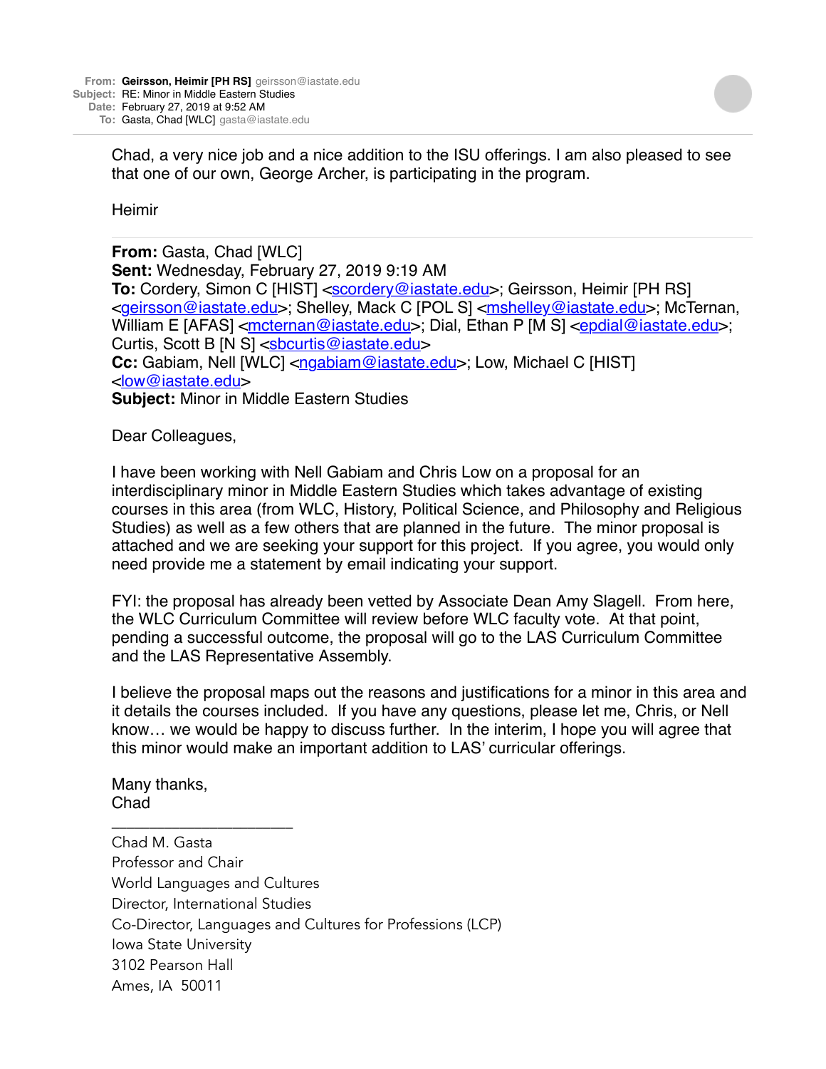**From:** Geirsson, Heimir [PH RS] geirsson@iastate.edu
**Subject:** RE: Minor in Middle Eastern Studies
**Date:** February 27, 2019 at 9:52 AM
**To:** Gasta, Chad [WLC] gasta@iastate.edu

Chad, a very nice job and a nice addition to the ISU offerings. I am also pleased to see that one of our own, George Archer, is participating in the program.

Heimir

---

**From:** Gasta, Chad [WLC]
**Sent:** Wednesday, February 27, 2019 9:19 AM
**To:** Cordery, Simon C [HIST] <scordery@iastate.edu>; Geirsson, Heimir [PH RS] <geirsson@iastate.edu>; Shelley, Mack C [POL S] <mshelley@iastate.edu>; McTernan, William E [AFAS] <mcternan@iastate.edu>; Dial, Ethan P [M S] <epdial@iastate.edu>; Curtis, Scott B [N S] <sbcurtis@iastate.edu>
**Cc:** Gabiam, Nell [WLC] <ngabiam@iastate.edu>; Low, Michael C [HIST] <low@iastate.edu>
**Subject:** Minor in Middle Eastern Studies

Dear Colleagues,

I have been working with Nell Gabiam and Chris Low on a proposal for an interdisciplinary minor in Middle Eastern Studies which takes advantage of existing courses in this area (from WLC, History, Political Science, and Philosophy and Religious Studies) as well as a few others that are planned in the future. The minor proposal is attached and we are seeking your support for this project. If you agree, you would only need provide me a statement by email indicating your support.

FYI: the proposal has already been vetted by Associate Dean Amy Slagell. From here, the WLC Curriculum Committee will review before WLC faculty vote. At that point, pending a successful outcome, the proposal will go to the LAS Curriculum Committee and the LAS Representative Assembly.

I believe the proposal maps out the reasons and justifications for a minor in this area and it details the courses included. If you have any questions, please let me, Chris, or Nell know… we would be happy to discuss further. In the interim, I hope you will agree that this minor would make an important addition to LAS' curricular offerings.

Many thanks,
Chad

______________________

Chad M. Gasta
Professor and Chair
World Languages and Cultures
Director, International Studies
Co-Director, Languages and Cultures for Professions (LCP)
Iowa State University
3102 Pearson Hall
Ames, IA 50011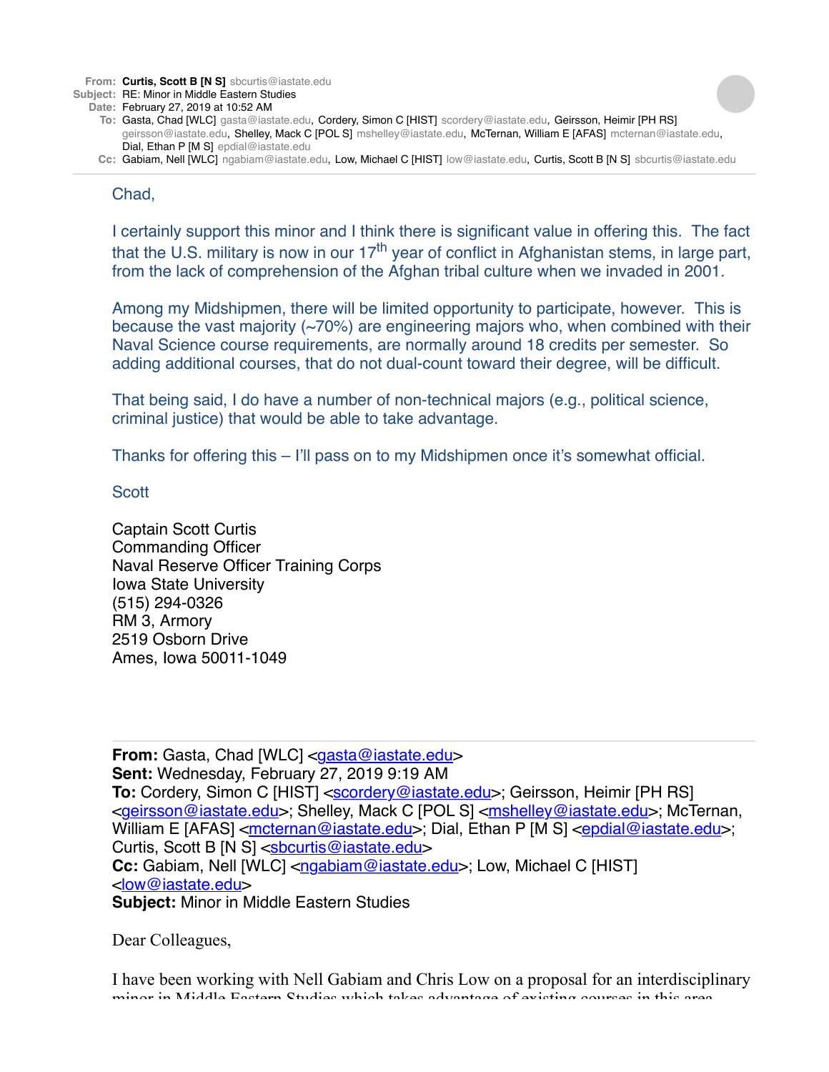**From:** Curtis, Scott B [N S] sbcurtis@iastate.edu
**Subject:** RE: Minor in Middle Eastern Studies
**Date:** February 27, 2019 at 10:52 AM
**To:** Gasta, Chad [WLC] gasta@iastate.edu, Cordery, Simon C [HIST] scordery@iastate.edu, Geirsson, Heimir [PH RS] geirsson@iastate.edu, Shelley, Mack C [POL S] mshelley@iastate.edu, McTernan, William E [AFAS] mcternan@iastate.edu, Dial, Ethan P [M S] epdial@iastate.edu
**Cc:** Gabiam, Nell [WLC] ngabiam@iastate.edu, Low, Michael C [HIST] low@iastate.edu, Curtis, Scott B [N S] sbcurtis@iastate.edu

Chad,

I certainly support this minor and I think there is significant value in offering this. The fact that the U.S. military is now in our 17th year of conflict in Afghanistan stems, in large part, from the lack of comprehension of the Afghan tribal culture when we invaded in 2001.

Among my Midshipmen, there will be limited opportunity to participate, however. This is because the vast majority (~70%) are engineering majors who, when combined with their Naval Science course requirements, are normally around 18 credits per semester. So adding additional courses, that do not dual-count toward their degree, will be difficult.

That being said, I do have a number of non-technical majors (e.g., political science, criminal justice) that would be able to take advantage.

Thanks for offering this – I'll pass on to my Midshipmen once it's somewhat official.

Scott

Captain Scott Curtis
Commanding Officer
Naval Reserve Officer Training Corps
Iowa State University
(515) 294-0326
RM 3, Armory
2519 Osborn Drive
Ames, Iowa 50011-1049

---

**From:** Gasta, Chad [WLC] <gasta@iastate.edu>
**Sent:** Wednesday, February 27, 2019 9:19 AM
**To:** Cordery, Simon C [HIST] <scordery@iastate.edu>; Geirsson, Heimir [PH RS] <geirsson@iastate.edu>; Shelley, Mack C [POL S] <mshelley@iastate.edu>; McTernan, William E [AFAS] <mcternan@iastate.edu>; Dial, Ethan P [M S] <epdial@iastate.edu>; Curtis, Scott B [N S] <sbcurtis@iastate.edu>
**Cc:** Gabiam, Nell [WLC] <ngabiam@iastate.edu>; Low, Michael C [HIST] <low@iastate.edu>
**Subject:** Minor in Middle Eastern Studies

Dear Colleagues,

I have been working with Nell Gabiam and Chris Low on a proposal for an interdisciplinary minor in Middle Eastern Studies which takes advantage of existing courses in this area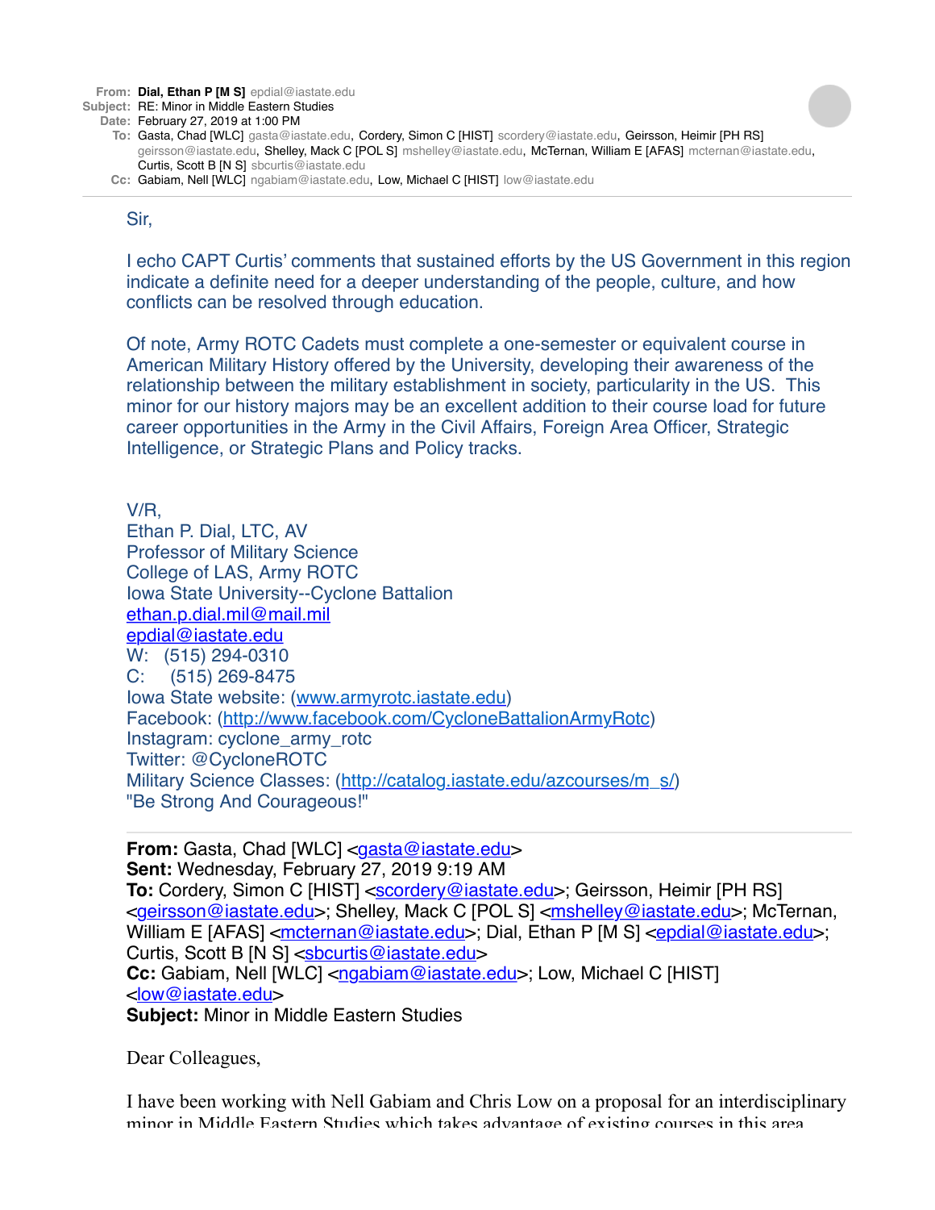**From:** Dial, Ethan P [M S] epdial@iastate.edu
**Subject:** RE: Minor in Middle Eastern Studies
**Date:** February 27, 2019 at 1:00 PM
**To:** Gasta, Chad [WLC] gasta@iastate.edu, Cordery, Simon C [HIST] scordery@iastate.edu, Geirsson, Heimir [PH RS] geirsson@iastate.edu, Shelley, Mack C [POL S] mshelley@iastate.edu, McTernan, William E [AFAS] mcternan@iastate.edu, Curtis, Scott B [N S] sbcurtis@iastate.edu
**Cc:** Gabiam, Nell [WLC] ngabiam@iastate.edu, Low, Michael C [HIST] low@iastate.edu

---

Sir,

I echo CAPT Curtis' comments that sustained efforts by the US Government in this region indicate a definite need for a deeper understanding of the people, culture, and how conflicts can be resolved through education.

Of note, Army ROTC Cadets must complete a one-semester or equivalent course in American Military History offered by the University, developing their awareness of the relationship between the military establishment in society, particularity in the US. This minor for our history majors may be an excellent addition to their course load for future career opportunities in the Army in the Civil Affairs, Foreign Area Officer, Strategic Intelligence, or Strategic Plans and Policy tracks.

V/R,
Ethan P. Dial, LTC, AV
Professor of Military Science
College of LAS, Army ROTC
Iowa State University--Cyclone Battalion
ethan.p.dial.mil@mail.mil
epdial@iastate.edu
W: (515) 294-0310
C: (515) 269-8475
Iowa State website: (www.armyrotc.iastate.edu)
Facebook: (http://www.facebook.com/CycloneBattalionArmyRotc)
Instagram: cyclone_army_rotc
Twitter: @CycloneROTC
Military Science Classes: (http://catalog.iastate.edu/azcourses/m_s/)
"Be Strong And Courageous!"

---

**From:** Gasta, Chad [WLC] <gasta@iastate.edu>
**Sent:** Wednesday, February 27, 2019 9:19 AM
**To:** Cordery, Simon C [HIST] <scordery@iastate.edu>; Geirsson, Heimir [PH RS] <geirsson@iastate.edu>; Shelley, Mack C [POL S] <mshelley@iastate.edu>; McTernan, William E [AFAS] <mcternan@iastate.edu>; Dial, Ethan P [M S] <epdial@iastate.edu>; Curtis, Scott B [N S] <sbcurtis@iastate.edu>
**Cc:** Gabiam, Nell [WLC] <ngabiam@iastate.edu>; Low, Michael C [HIST] <low@iastate.edu>
**Subject:** Minor in Middle Eastern Studies

Dear Colleagues,

I have been working with Nell Gabiam and Chris Low on a proposal for an interdisciplinary minor in Middle Eastern Studies which takes advantage of existing courses in this area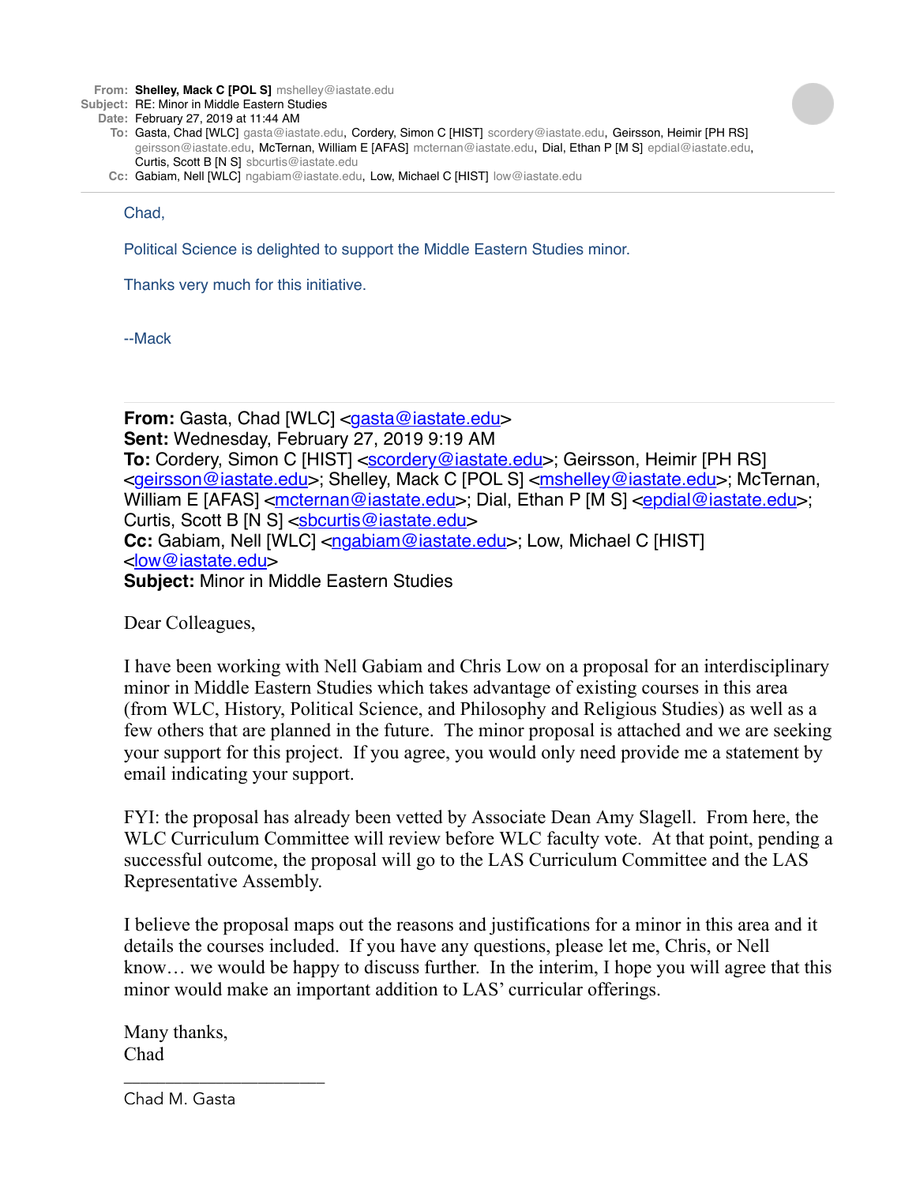**From:** Shelley, Mack C [POL S] mshelley@iastate.edu
**Subject:** RE: Minor in Middle Eastern Studies
**Date:** February 27, 2019 at 11:44 AM
**To:** Gasta, Chad [WLC] gasta@iastate.edu, Cordery, Simon C [HIST] scordery@iastate.edu, Geirsson, Heimir [PH RS] geirsson@iastate.edu, McTernan, William E [AFAS] mcternan@iastate.edu, Dial, Ethan P [M S] epdial@iastate.edu, Curtis, Scott B [N S] sbcurtis@iastate.edu
**Cc:** Gabiam, Nell [WLC] ngabiam@iastate.edu, Low, Michael C [HIST] low@iastate.edu

---

Chad,

Political Science is delighted to support the Middle Eastern Studies minor.

Thanks very much for this initiative.

--Mack

---

**From:** Gasta, Chad [WLC] <gasta@iastate.edu>
**Sent:** Wednesday, February 27, 2019 9:19 AM
**To:** Cordery, Simon C [HIST] <scordery@iastate.edu>; Geirsson, Heimir [PH RS] <geirsson@iastate.edu>; Shelley, Mack C [POL S] <mshelley@iastate.edu>; McTernan, William E [AFAS] <mcternan@iastate.edu>; Dial, Ethan P [M S] <epdial@iastate.edu>; Curtis, Scott B [N S] <sbcurtis@iastate.edu>
**Cc:** Gabiam, Nell [WLC] <ngabiam@iastate.edu>; Low, Michael C [HIST] <low@iastate.edu>
**Subject:** Minor in Middle Eastern Studies

Dear Colleagues,

I have been working with Nell Gabiam and Chris Low on a proposal for an interdisciplinary minor in Middle Eastern Studies which takes advantage of existing courses in this area (from WLC, History, Political Science, and Philosophy and Religious Studies) as well as a few others that are planned in the future. The minor proposal is attached and we are seeking your support for this project. If you agree, you would only need provide me a statement by email indicating your support.

FYI: the proposal has already been vetted by Associate Dean Amy Slagell. From here, the WLC Curriculum Committee will review before WLC faculty vote. At that point, pending a successful outcome, the proposal will go to the LAS Curriculum Committee and the LAS Representative Assembly.

I believe the proposal maps out the reasons and justifications for a minor in this area and it details the courses included. If you have any questions, please let me, Chris, or Nell know… we would be happy to discuss further. In the interim, I hope you will agree that this minor would make an important addition to LAS' curricular offerings.

Many thanks,
Chad

---

Chad M. Gasta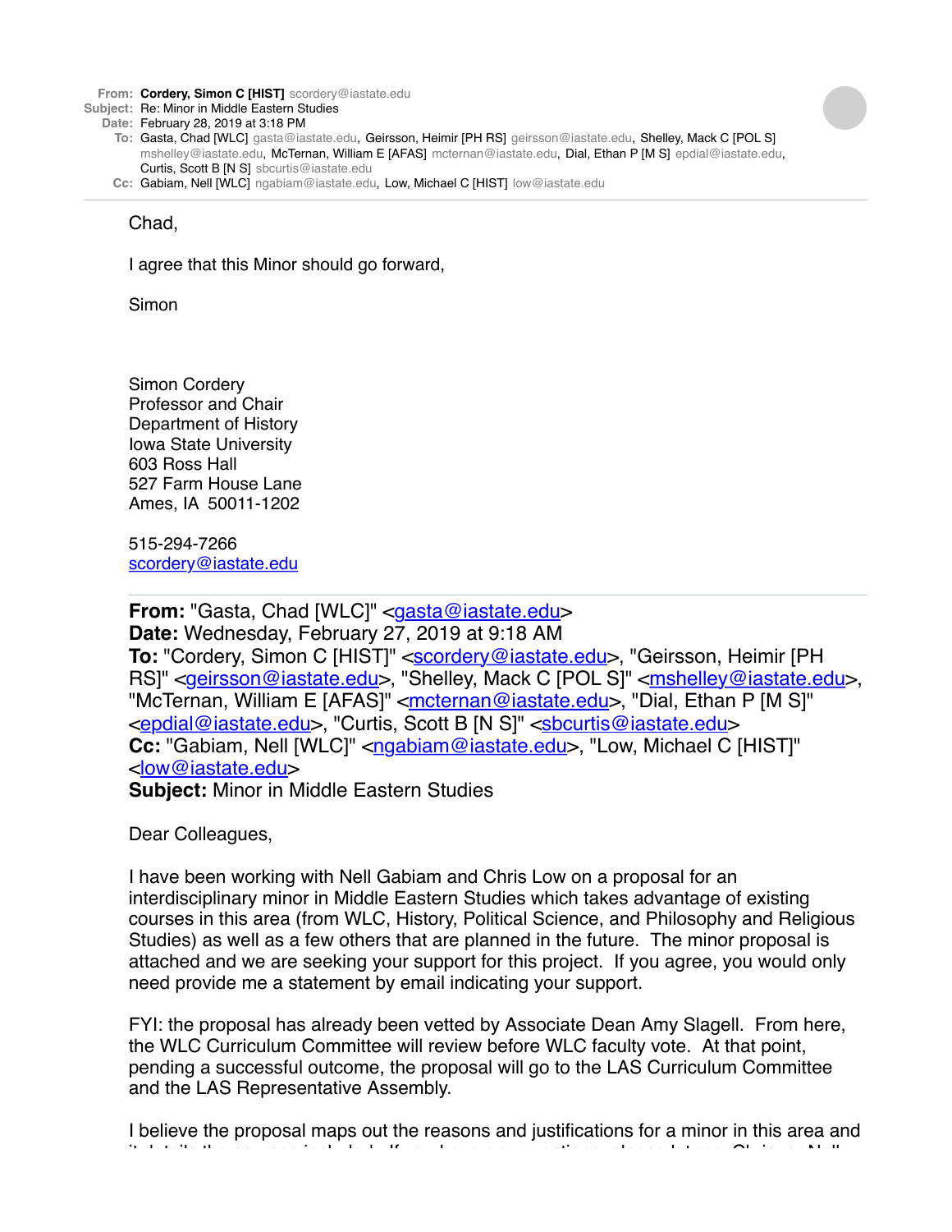**From:** Cordery, Simon C [HIST] scordery@iastate.edu
**Subject:** Re: Minor in Middle Eastern Studies
**Date:** February 28, 2019 at 3:18 PM
**To:** Gasta, Chad [WLC] gasta@iastate.edu, Geirsson, Heimir [PH RS] geirsson@iastate.edu, Shelley, Mack C [POL S] mshelley@iastate.edu, McTernan, William E [AFAS] mcternan@iastate.edu, Dial, Ethan P [M S] epdial@iastate.edu, Curtis, Scott B [N S] sbcurtis@iastate.edu
**Cc:** Gabiam, Nell [WLC] ngabiam@iastate.edu, Low, Michael C [HIST] low@iastate.edu

---

Chad,

I agree that this Minor should go forward,

Simon

Simon Cordery
Professor and Chair
Department of History
Iowa State University
603 Ross Hall
527 Farm House Lane
Ames, IA  50011-1202

515-294-7266
scordery@iastate.edu

---

**From:** "Gasta, Chad [WLC]" <gasta@iastate.edu>
**Date:** Wednesday, February 27, 2019 at 9:18 AM
**To:** "Cordery, Simon C [HIST]" <scordery@iastate.edu>, "Geirsson, Heimir [PH RS]" <geirsson@iastate.edu>, "Shelley, Mack C [POL S]" <mshelley@iastate.edu>, "McTernan, William E [AFAS]" <mcternan@iastate.edu>, "Dial, Ethan P [M S]" <epdial@iastate.edu>, "Curtis, Scott B [N S]" <sbcurtis@iastate.edu>
**Cc:** "Gabiam, Nell [WLC]" <ngabiam@iastate.edu>, "Low, Michael C [HIST]" <low@iastate.edu>
**Subject:** Minor in Middle Eastern Studies

Dear Colleagues,

I have been working with Nell Gabiam and Chris Low on a proposal for an interdisciplinary minor in Middle Eastern Studies which takes advantage of existing courses in this area (from WLC, History, Political Science, and Philosophy and Religious Studies) as well as a few others that are planned in the future.  The minor proposal is attached and we are seeking your support for this project.  If you agree, you would only need provide me a statement by email indicating your support.

FYI: the proposal has already been vetted by Associate Dean Amy Slagell.  From here, the WLC Curriculum Committee will review before WLC faculty vote.  At that point, pending a successful outcome, the proposal will go to the LAS Curriculum Committee and the LAS Representative Assembly.

I believe the proposal maps out the reasons and justifications for a minor in this area and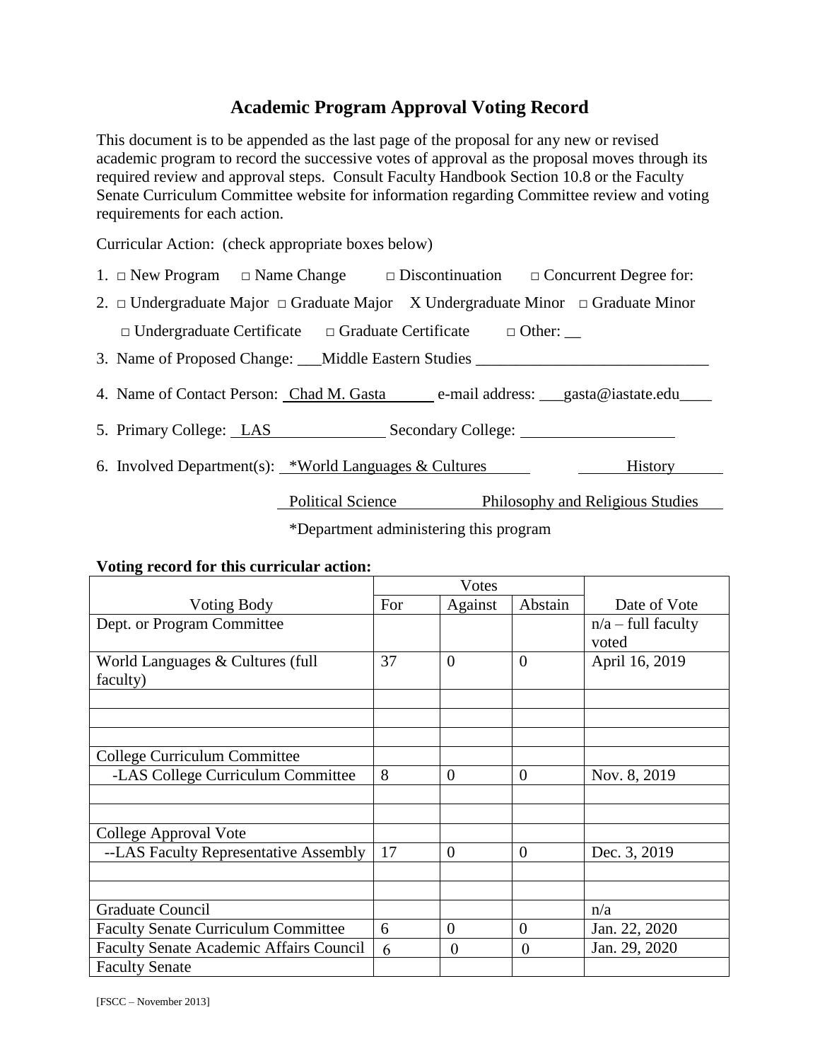# Academic Program Approval Voting Record

This document is to be appended as the last page of the proposal for any new or revised academic program to record the successive votes of approval as the proposal moves through its required review and approval steps. Consult Faculty Handbook Section 10.8 or the Faculty Senate Curriculum Committee website for information regarding Committee review and voting requirements for each action.

Curricular Action: (check appropriate boxes below)

1. □ New Program □ Name Change □ Discontinuation □ Concurrent Degree for:
2. □ Undergraduate Major □ Graduate Major X Undergraduate Minor □ Graduate Minor

   □ Undergraduate Certificate □ Graduate Certificate □ Other: __
3. Name of Proposed Change: ___Middle Eastern Studies ___________________________
4. Name of Contact Person: Chad M. Gasta e-mail address: ___gasta@iastate.edu____
5. Primary College: LAS Secondary College: ___________________
6. Involved Department(s): *World Languages & Cultures History

   Political Science Philosophy and Religious Studies

   *Department administering this program

**Voting record for this curricular action:**

| Voting Body | Votes | | | Date of Vote |
|---|---|---|---|---|
| | For | Against | Abstain | |
| Dept. or Program Committee | | | | n/a – full faculty voted |
| World Languages & Cultures (full faculty) | 37 | 0 | 0 | April 16, 2019 |
| | | | | |
| | | | | |
| | | | | |
| College Curriculum Committee | | | | |
| -LAS College Curriculum Committee | 8 | 0 | 0 | Nov. 8, 2019 |
| | | | | |
| | | | | |
| College Approval Vote | | | | |
| --LAS Faculty Representative Assembly | 17 | 0 | 0 | Dec. 3, 2019 |
| | | | | |
| | | | | |
| Graduate Council | | | | n/a |
| Faculty Senate Curriculum Committee | 6 | 0 | 0 | Jan. 22, 2020 |
| Faculty Senate Academic Affairs Council | 6 | 0 | 0 | Jan. 29, 2020 |
| Faculty Senate | | | | |

[FSCC – November 2013]